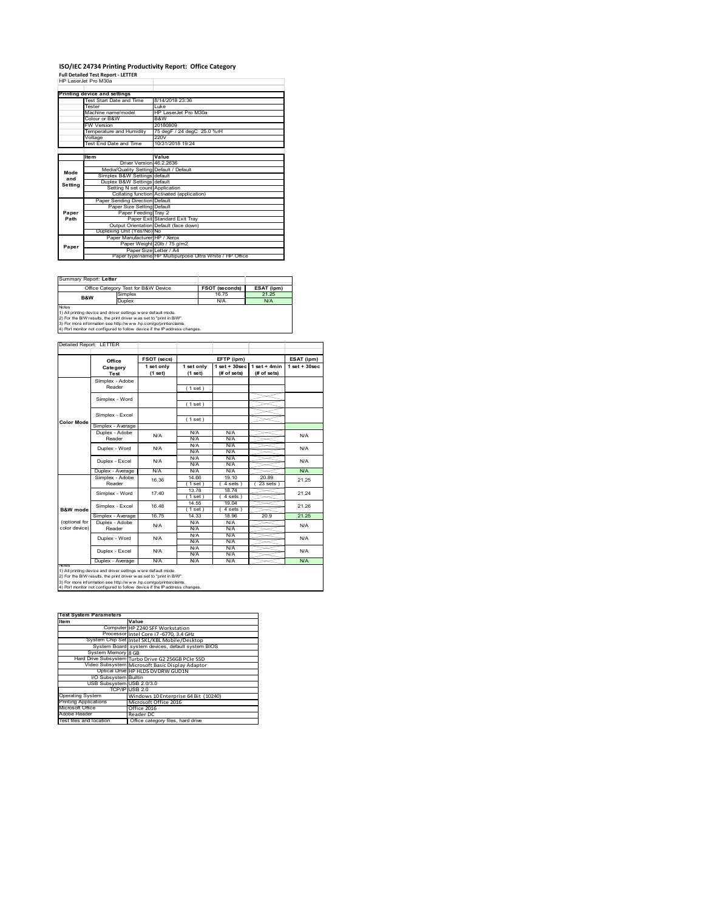# ISO/IEC 24734 Printing Productivity Report: Office Category

**Full Detailed Test Report - LETTER**

HP LaserJet Pro M30a

| Printing device and settings | |
|---|---|
| Test Start Date and Time | 8/14/2018 23:36 |
| Tester | Luke |
| Machine name/model | HP LaserJet Pro M30a |
| Colour or B&W | B&W |
| FW Version | 20180809 |
| Temperature and Humidity | 75 degF / 24 degC 25.0 %rH |
| Voltage | 220V |
| Test End Date and Time | 10/31/2018 19:24 |

| | Item | Value |
|---|---|---|
| Mode and Setting | Driver Version | 46.2.2636 |
| | Media/Quality Setting | Default / Default |
| | Simplex B&W Settings | default |
| | Duplex B&W Settings | default |
| | Setting N set count | Application |
| | Collating function | Activated (application) |
| Paper Path | Paper Sending Direction | Default |
| | Paper Size Setting | Default |
| | Paper Feeding | Tray 2 |
| | Paper Exit | Standard Exit Tray |
| | Output Orientation | Default (face down) |
| | Duplexing Unit (Yes/No) | No |
| Paper | Paper Manufacturer | HP / Xerox |
| | Paper Weight | 20lb / 75 g/m2 |
| | Paper Size | Letter / A4 |
| | Paper type/name | HP Multipurpose Ultra White / HP Office |

Summary Report: **Letter**

| Office Category Test for B&W Device | | FSOT (seconds) | ESAT (ipm) |
|---|---|---|---|
| B&W | Simplex | 16.75 | 21.25 |
| | Duplex | N/A | N/A |

Notes
1) All printing device and driver settings were default mode.
2) For the B/W results, the print driver was set to "print in B/W".
3) For more information see http://www.hp.com/go/printerclaims.
4) Port monitor not configured to follow device if the IP address changes.

Detailed Report: LETTER

| | Office Category Test | FSOT (secs) 1 set only (1 set) | EFTP (ipm) 1 set only (1 set) | EFTP (ipm) 1 set + 30sec (# of sets) | EFTP (ipm) 1 set + 4min (# of sets) | ESAT (ipm) 1 set + 30sec |
|---|---|---|---|---|---|---|
| Color Mode | Simplex - Adobe Reader | | (1 set) | | | |
| | Simplex - Word | | (1 set) | | | |
| | Simplex - Excel | | (1 set) | | | |
| | Simplex - Average | | | | | |
| | Duplex - Adobe Reader | N/A | N/A N/A | N/A N/A | | N/A |
| | Duplex - Word | N/A | N/A N/A | N/A N/A | | N/A |
| | Duplex - Excel | N/A | N/A N/A | N/A N/A | | N/A |
| | Duplex - Average | N/A | N/A | N/A | | N/A |
| B&W mode (optional for color device) | Simplex - Adobe Reader | 16.36 | 14.66 (1 set) | 19.10 (4 sets) | 20.89 (23 sets) | 21.25 |
| | Simplex - Word | 17.40 | 13.78 (1 set) | 18.74 (4 sets) | | 21.24 |
| | Simplex - Excel | 16.48 | 14.55 (1 set) | 19.04 (4 sets) | | 21.26 |
| | Simplex - Average | 16.75 | 14.33 | 18.96 | 20.9 | 21.25 |
| | Duplex - Adobe Reader | N/A | N/A N/A | N/A N/A | | N/A |
| | Duplex - Word | N/A | N/A N/A | N/A N/A | | N/A |
| | Duplex - Excel | N/A | N/A N/A | N/A N/A | | N/A |
| | Duplex - Average | N/A | N/A | N/A | | N/A |

Notes
1) All printing device and driver settings were default mode.
2) For the B/W results, the print driver was set to "print in B/W".
3) For more information see http://www.hp.com/go/printerclaims.
4) Port monitor not configured to follow device if the IP address changes.

| Test System Parameters | |
|---|---|
| **Item** | **Value** |
| Computer | HP Z240 SFF Workstation |
| Processor | Intel Core i7 -6770, 3.4 GHz |
| System Chip Set | Intel SKL/KBL Mobile/Desktop |
| System Board | system devices, default system BIOS |
| System Memory | 8 GB |
| Hard Drive Subsystem | Turbo Drive G2 256GB PCIe SSD |
| Video Subsystem | Microsoft Basic Display Adaptor |
| Optical Drive | HP HLDS DVDRW GUD1N |
| I/O Subsystem | Builtin |
| USB Subsystem | USB 2.0/3.0 |
| TCP/IP | USB 2.0 |
| Operating System | Windows 10 Enterprise 64 Bit (10240) |
| Printing Applications | Microsoft Office 2016 |
| Microsoft Office | Office 2016 |
| Adobe Reader | Reader DC |
| Test files and location | Office category files, hard drive |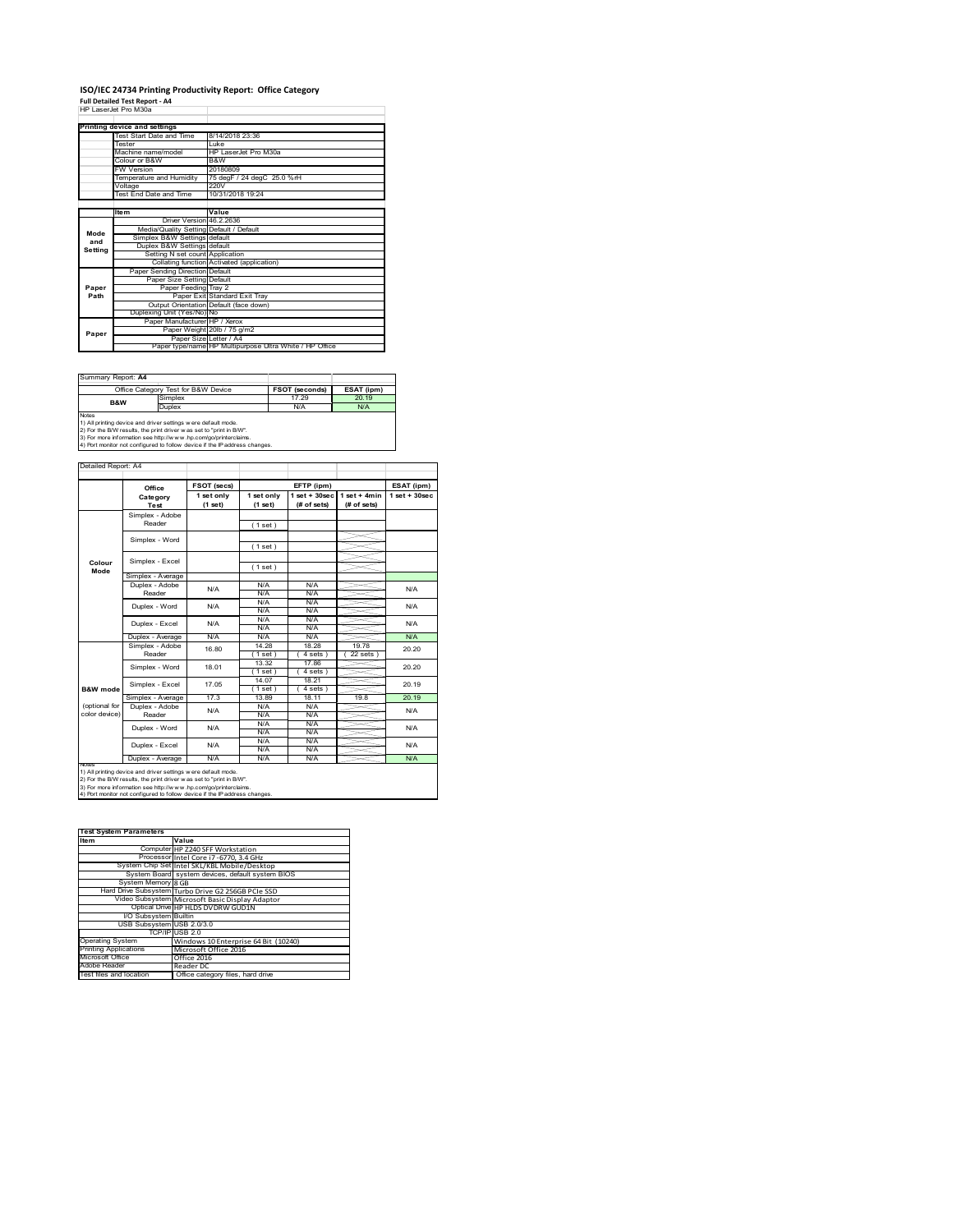# ISO/IEC 24734 Printing Productivity Report: Office Category

**Full Detailed Test Report - A4**

HP LaserJet Pro M30a

| Printing device and settings | |
|---|---|
| Test Start Date and Time | 8/14/2018 23:36 |
| Tester | Luke |
| Machine name/model | HP LaserJet Pro M30a |
| Colour or B&W | B&W |
| FW Version | 20180809 |
| Temperature and Humidity | 75 degF / 24 degC 25.0 %rH |
| Voltage | 220V |
| Test End Date and Time | 10/31/2018 19:24 |

| | Item | Value |
|---|---|---|
| Mode and Setting | Driver Version | 46.2.2636 |
| | Media/Quality Setting | Default / Default |
| | Simplex B&W Settings | default |
| | Duplex B&W Settings | default |
| | Setting N set count | Application |
| | Collating function | Activated (application) |
| Paper Path | Paper Sending Direction | Default |
| | Paper Size Setting | Default |
| | Paper Feeding | Tray 2 |
| | Paper Exit | Standard Exit Tray |
| | Output Orientation | Default (face down) |
| | Duplexing Unit (Yes/No) | No |
| Paper | Paper Manufacturer | HP / Xerox |
| | Paper Weight | 20lb / 75 g/m2 |
| | Paper Size | Letter / A4 |
| | Paper type/name | HP Multipurpose Ultra White / HP Office |

Summary Report: **A4**

| Office Category Test for B&W Device | | FSOT (seconds) | ESAT (ipm) |
|---|---|---|---|
| B&W | Simplex | 17.29 | 20.19 |
| | Duplex | N/A | N/A |

Notes
1) All printing device and driver settings were default mode.
2) For the B/W results, the print driver was set to "print in B/W".
3) For more information see http://www.hp.com/go/printerclaims.
4) Port monitor not configured to follow device if the IP address changes.

Detailed Report: A4

| | Office Category Test | FSOT (secs) 1 set only (1 set) | EFTP (ipm) 1 set only (1 set) | EFTP (ipm) 1 set + 30sec (# of sets) | EFTP (ipm) 1 set + 4min (# of sets) | ESAT (ipm) 1 set + 30sec |
|---|---|---|---|---|---|---|
| Colour Mode | Simplex - Adobe Reader | | (1 set) | | | |
| | Simplex - Word | | (1 set) | | | |
| | Simplex - Excel | | (1 set) | | | |
| | Simplex - Average | | | | | |
| | Duplex - Adobe Reader | N/A | N/A N/A | N/A N/A | | N/A |
| | Duplex - Word | N/A | N/A N/A | N/A N/A | | N/A |
| | Duplex - Excel | N/A | N/A N/A | N/A N/A | | N/A |
| | Duplex - Average | N/A | N/A | N/A | | N/A |
| B&W mode (optional for color device) | Simplex - Adobe Reader | 16.80 | 14.28 (1 set) | 18.28 (4 sets) | 19.78 (22 sets) | 20.20 |
| | Simplex - Word | 18.01 | 13.32 (1 set) | 17.86 (4 sets) | | 20.20 |
| | Simplex - Excel | 17.05 | 14.07 (1 set) | 18.21 (4 sets) | | 20.19 |
| | Simplex - Average | 17.3 | 13.89 | 18.11 | 19.8 | 20.19 |
| | Duplex - Adobe Reader | N/A | N/A N/A | N/A N/A | | N/A |
| | Duplex - Word | N/A | N/A N/A | N/A N/A | | N/A |
| | Duplex - Excel | N/A | N/A N/A | N/A N/A | | N/A |
| | Duplex - Average | N/A | N/A | N/A | | N/A |

Notes
1) All printing device and driver settings were default mode.
2) For the B/W results, the print driver was set to "print in B/W".
3) For more information see http://www.hp.com/go/printerclaims.
4) Port monitor not configured to follow device if the IP address changes.

| Test System Parameters | |
|---|---|
| **Item** | **Value** |
| Computer | HP Z240 SFF Workstation |
| Processor | Intel Core i7-6770, 3.4 GHz |
| System Chip Set | Intel SKL/KBL Mobile/Desktop |
| System Board | system devices, default system BIOS |
| System Memory | 8 GB |
| Hard Drive Subsystem | Turbo Drive G2 256GB PCIe SSD |
| Video Subsystem | Microsoft Basic Display Adaptor |
| Optical Drive | HP HLDS DVDRW GUD1N |
| I/O Subsystem | Builtin |
| USB Subsystem | USB 2.0/3.0 |
| TCP/IP | USB 2.0 |
| Operating System | Windows 10 Enterprise 64 Bit (10240) |
| Printing Applications | Microsoft Office 2016 |
| Microsoft Office | Office 2016 |
| Adobe Reader | Reader DC |
| Test files and location | Office category files, hard drive |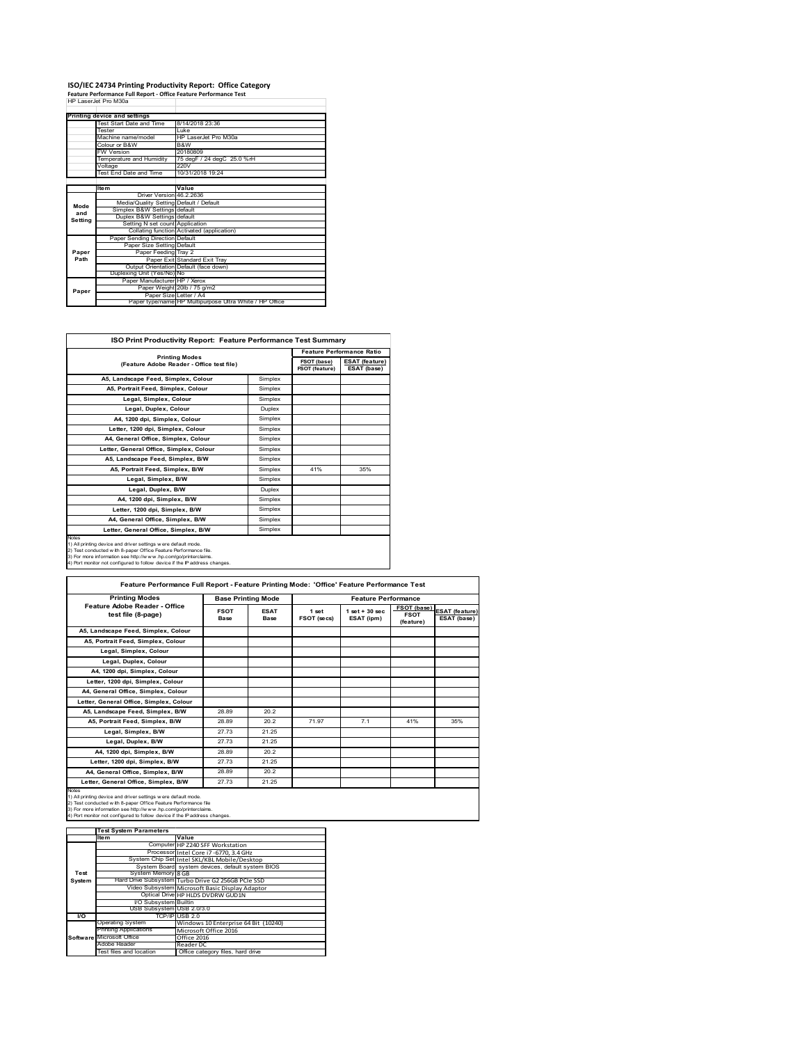# ISO/IEC 24734 Printing Productivity Report: Office Category

**Feature Performance Full Report - Office Feature Performance Test**

HP LaserJet Pro M30a

| Printing device and settings | | |
|---|---|---|
| | Test Start Date and Time | 8/14/2018 23:36 |
| | Tester | Luke |
| | Machine name/model | HP LaserJet Pro M30a |
| | Colour or B&W | B&W |
| | FW Version | 20180809 |
| | Temperature and Humidity | 75 degF / 24 degC 25.0 %rH |
| | Voltage | 220V |
| | Test End Date and Time | 10/31/2018 19:24 |

| | Item | Value |
|---|---|---|
| Mode and Setting | Driver Version | 46.2.2636 |
| | Media/Quality Setting | Default / Default |
| | Simplex B&W Settings | default |
| | Duplex B&W Settings | default |
| | Setting N set count | Application |
| | Collating function | Activated (application) |
| Paper Path | Paper Sending Direction | Default |
| | Paper Size Setting | Default |
| | Paper Feeding | Tray 2 |
| | Paper Exit | Standard Exit Tray |
| | Output Orientation | Default (face down) |
| | Duplexing Unit (Yes/No) | No |
| Paper | Paper Manufacturer | HP / Xerox |
| | Paper Weight | 20lb / 75 g/m2 |
| | Paper Size | Letter / A4 |
| | Paper type/name | HP Multipurpose Ultra White / HP Office |

## ISO Print Productivity Report: Feature Performance Test Summary

| Printing Modes (Feature Adobe Reader - Office test file) | | Feature Performance Ratio FSOT (base) / FSOT (feature) | ESAT (feature) / ESAT (base) |
|---|---|---|---|
| A5, Landscape Feed, Simplex, Colour | Simplex | | |
| A5, Portrait Feed, Simplex, Colour | Simplex | | |
| Legal, Simplex, Colour | Simplex | | |
| Legal, Duplex, Colour | Duplex | | |
| A4, 1200 dpi, Simplex, Colour | Simplex | | |
| Letter, 1200 dpi, Simplex, Colour | Simplex | | |
| A4, General Office, Simplex, Colour | Simplex | | |
| Letter, General Office, Simplex, Colour | Simplex | | |
| A5, Landscape Feed, Simplex, B/W | Simplex | | |
| A5, Portrait Feed, Simplex, B/W | Simplex | 41% | 35% |
| Legal, Simplex, B/W | Simplex | | |
| Legal, Duplex, B/W | Duplex | | |
| A4, 1200 dpi, Simplex, B/W | Simplex | | |
| Letter, 1200 dpi, Simplex, B/W | Simplex | | |
| A4, General Office, Simplex, B/W | Simplex | | |
| Letter, General Office, Simplex, B/W | Simplex | | |

Notes
1) All printing device and driver settings were default mode.
2) Test conducted with 8-paper Office Feature Performance file.
3) For more information see http://www.hp.com/go/printerclaims.
4) Port monitor not configured to follow device if the IP address changes.

## Feature Performance Full Report - Feature Printing Mode: 'Office' Feature Performance Test

| Printing Modes Feature Adobe Reader - Office test file (8-page) | Base Printing Mode FSOT Base | ESAT Base | Feature Performance 1 set FSOT (secs) | 1 set + 30 sec ESAT (ipm) | FSOT (base) / FSOT (feature) | ESAT (feature) / ESAT (base) |
|---|---|---|---|---|---|---|
| A5, Landscape Feed, Simplex, Colour | | | | | | |
| A5, Portrait Feed, Simplex, Colour | | | | | | |
| Legal, Simplex, Colour | | | | | | |
| Legal, Duplex, Colour | | | | | | |
| A4, 1200 dpi, Simplex, Colour | | | | | | |
| Letter, 1200 dpi, Simplex, Colour | | | | | | |
| A4, General Office, Simplex, Colour | | | | | | |
| Letter, General Office, Simplex, Colour | | | | | | |
| A5, Landscape Feed, Simplex, B/W | 28.89 | 20.2 | | | | |
| A5, Portrait Feed, Simplex, B/W | 28.89 | 20.2 | 71.97 | 7.1 | 41% | 35% |
| Legal, Simplex, B/W | 27.73 | 21.25 | | | | |
| Legal, Duplex, B/W | 27.73 | 21.25 | | | | |
| A4, 1200 dpi, Simplex, B/W | 28.89 | 20.2 | | | | |
| Letter, 1200 dpi, Simplex, B/W | 27.73 | 21.25 | | | | |
| A4, General Office, Simplex, B/W | 28.89 | 20.2 | | | | |
| Letter, General Office, Simplex, B/W | 27.73 | 21.25 | | | | |

Notes
1) All printing device and driver settings were default mode.
2) Test conducted with 8-paper Office Feature Performance file
3) For more information see http://www.hp.com/go/printerclaims.
4) Port monitor not configured to follow device if the IP address changes.

| Test System Parameters | | |
|---|---|---|
| | Item | Value |
| Test System | Computer | HP Z240 SFF Workstation |
| | Processor | Intel Core i7-6770, 3.4 GHz |
| | System Chip Set | Intel SKL/KBL Mobile/Desktop |
| | System Board | system devices, default system BIOS |
| | System Memory | 8 GB |
| | Hard Drive Subsystem | Turbo Drive G2 256GB PCIe SSD |
| | Video Subsystem | Microsoft Basic Display Adaptor |
| | Optical Drive | HP HLDS DVDRW GUD1N |
| | I/O Subsystem | Builtin |
| | USB Subsystem | USB 2.0/3.0 |
| I/O | TCP/IP | USB 2.0 |
| Software | Operating System | Windows 10 Enterprise 64 Bit (10240) |
| | Printing Applications | Microsoft Office 2016 |
| | Microsoft Office | Office 2016 |
| | Adobe Reader | Reader DC |
| | Test files and location | Office category files, hard drive |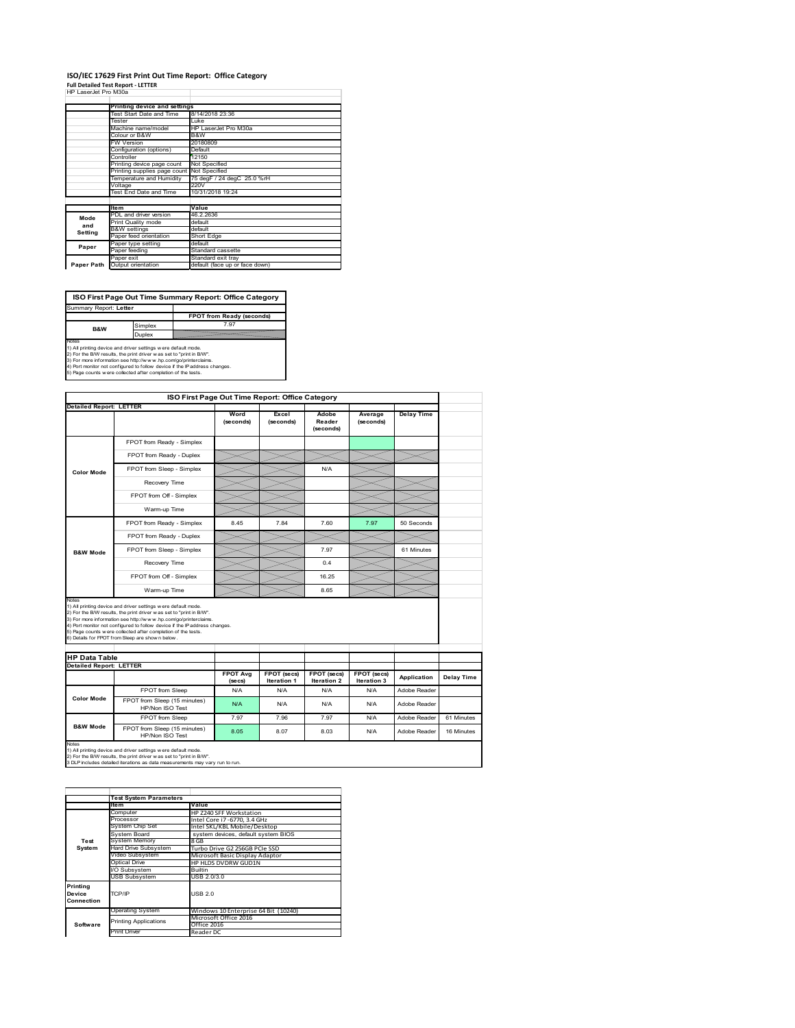# ISO/IEC 17629 First Print Out Time Report: Office Category

**Full Detailed Test Report - LETTER**

HP LaserJet Pro M30a

| | Printing device and settings | |
|---|---|---|
| | Test Start Date and Time | 8/14/2018 23:36 |
| | Tester | Luke |
| | Machine name/model | HP LaserJet Pro M30a |
| | Colour or B&W | B&W |
| | FW Version | 20180809 |
| | Configuration (options) | Default |
| | Controller | 12150 |
| | Printing device page count | Not Specified |
| | Printing supplies page count | Not Specified |
| | Temperature and Humidity | 75 degF / 24 degC 25.0 %rH |
| | Voltage | 220V |
| | Test End Date and Time | 10/31/2018 19:24 |

| | Item | Value |
|---|---|---|
| Mode and Setting | PDL and driver version | 46.2.2636 |
| | Print Quality mode | default |
| | B&W settings | default |
| | Paper feed orientation | Short Edge |
| Paper | Paper type setting | default |
| | Paper feeding | Standard cassette |
| | Paper exit | Standard exit tray |
| Paper Path | Output orientation | default (face up or face down) |

| ISO First Page Out Time Summary Report: Office Category | | |
|---|---|---|
| Summary Report: **Letter** | | |
| | | FPOT from Ready (seconds) |
| B&W | Simplex | 7.97 |
| | Duplex | |

Notes
1) All printing device and driver settings were default mode.
2) For the B/W results, the print driver was set to "print in B/W".
3) For more information see http://www.hp.com/go/printerclaims.
4) Port monitor not configured to follow device if the IP address changes.
5) Page counts were collected after completion of the tests.

**ISO First Page Out Time Report: Office Category**

| Detailed Report: LETTER | | Word (seconds) | Excel (seconds) | Adobe Reader (seconds) | Average (seconds) | Delay Time |
|---|---|---|---|---|---|---|
| Color Mode | FPOT from Ready - Simplex | | | | | |
| | FPOT from Ready - Duplex | | | | | |
| | FPOT from Sleep - Simplex | | | N/A | | |
| | Recovery Time | | | | | |
| | FPOT from Off - Simplex | | | | | |
| | Warm-up Time | | | | | |
| B&W Mode | FPOT from Ready - Simplex | 8.45 | 7.84 | 7.60 | 7.97 | 50 Seconds |
| | FPOT from Ready - Duplex | | | | | |
| | FPOT from Sleep - Simplex | | | 7.97 | | 61 Minutes |
| | Recovery Time | | | 0.4 | | |
| | FPOT from Off - Simplex | | | 16.25 | | |
| | Warm-up Time | | | 8.65 | | |

Notes
1) All printing device and driver settings were default mode.
2) For the B/W results, the print driver was set to "print in B/W".
3) For more information see http://www.hp.com/go/printerclaims.
4) Port monitor not configured to follow device if the IP address changes.
5) Page counts were collected after completion of the tests.
6) Details for FPOT from Sleep are shown below.

**HP Data Table**

| Detailed Report: LETTER | | FPOT Avg (secs) | FPOT (secs) Iteration 1 | FPOT (secs) Iteration 2 | FPOT (secs) Iteration 3 | Application | Delay Time |
|---|---|---|---|---|---|---|---|
| Color Mode | FPOT from Sleep | N/A | N/A | N/A | N/A | Adobe Reader | |
| | FPOT from Sleep (15 minutes) HP/Non ISO Test | N/A | N/A | N/A | N/A | Adobe Reader | |
| B&W Mode | FPOT from Sleep | 7.97 | 7.96 | 7.97 | N/A | Adobe Reader | 61 Minutes |
| | FPOT from Sleep (15 minutes) HP/Non ISO Test | 8.05 | 8.07 | 8.03 | N/A | Adobe Reader | 16 Minutes |

Notes
1) All printing device and driver settings were default mode.
2) For the B/W results, the print driver was set to "print in B/W".
3 DLP includes detailed iterations as data measurements may vary run to run.

| | Test System Parameters | |
|---|---|---|
| | Item | Value |
| Test System | Computer | HP Z240 SFF Workstation |
| | Processor | Intel Core i7 -6770, 3.4 GHz |
| | System Chip Set | Intel SKL/KBL Mobile/Desktop |
| | System Board | system devices, default system BIOS |
| | System Memory | 8 GB |
| | Hard Drive Subsystem | Turbo Drive G2 256GB PCIe SSD |
| | Video Subsystem | Microsoft Basic Display Adaptor |
| | Optical Drive | HP HLDS DVDRW GUD1N |
| | I/O Subsystem | Builtin |
| | USB Subsystem | USB 2.0/3.0 |
| Printing Device Connection | TCP/IP | USB 2.0 |
| Software | Operating System | Windows 10 Enterprise 64 Bit (10240) |
| | Printing Applications | Microsoft Office 2016<br>Office 2016 |
| | Print Driver | Reader DC |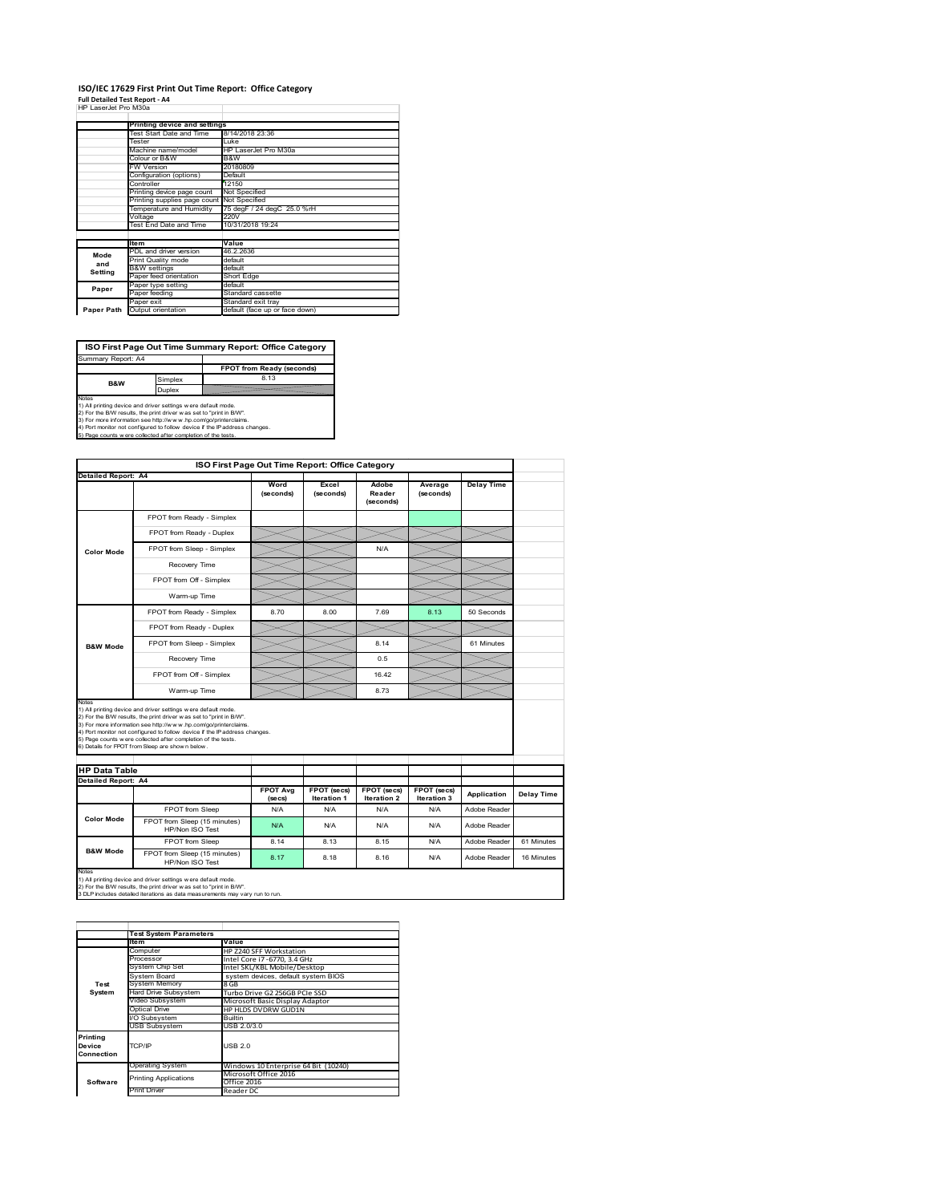# ISO/IEC 17629 First Print Out Time Report: Office Category

**Full Detailed Test Report - A4**

HP LaserJet Pro M30a

| | Printing device and settings | |
|---|---|---|
| | Test Start Date and Time | 8/14/2018 23:36 |
| | Tester | Luke |
| | Machine name/model | HP LaserJet Pro M30a |
| | Colour or B&W | B&W |
| | FW Version | 20180809 |
| | Configuration (options) | Default |
| | Controller | 12150 |
| | Printing device page count | Not Specified |
| | Printing supplies page count | Not Specified |
| | Temperature and Humidity | 75 degF / 24 degC 25.0 %rH |
| | Voltage | 220V |
| | Test End Date and Time | 10/31/2018 19:24 |

| | Item | Value |
|---|---|---|
| Mode and Setting | PDL and driver version | 46.2.2636 |
| | Print Quality mode | default |
| | B&W settings | default |
| | Paper feed orientation | Short Edge |
| Paper | Paper type setting | default |
| | Paper feeding | Standard cassette |
| | Paper exit | Standard exit tray |
| Paper Path | Output orientation | default (face up or face down) |

**ISO First Page Out Time Summary Report: Office Category**

Summary Report: A4

| | | FPOT from Ready (seconds) |
|---|---|---|
| B&W | Simplex | 8.13 |
| | Duplex | |

Notes
1) All printing device and driver settings were default mode.
2) For the B/W results, the print driver was set to "print in B/W".
3) For more information see http://www.hp.com/go/printerclaims.
4) Port monitor not configured to follow device if the IP address changes.
5) Page counts were collected after completion of the tests.

**ISO First Page Out Time Report: Office Category**

Detailed Report: A4

| | | Word (seconds) | Excel (seconds) | Adobe Reader (seconds) | Average (seconds) | Delay Time |
|---|---|---|---|---|---|---|
| Color Mode | FPOT from Ready - Simplex | | | | | |
| | FPOT from Ready - Duplex | | | | | |
| | FPOT from Sleep - Simplex | | | N/A | | |
| | Recovery Time | | | | | |
| | FPOT from Off - Simplex | | | | | |
| | Warm-up Time | | | | | |
| B&W Mode | FPOT from Ready - Simplex | 8.70 | 8.00 | 7.69 | 8.13 | 50 Seconds |
| | FPOT from Ready - Duplex | | | | | |
| | FPOT from Sleep - Simplex | | | 8.14 | | 61 Minutes |
| | Recovery Time | | | 0.5 | | |
| | FPOT from Off - Simplex | | | 16.42 | | |
| | Warm-up Time | | | 8.73 | | |

Notes
1) All printing device and driver settings were default mode.
2) For the B/W results, the print driver was set to "print in B/W".
3) For more information see http://www.hp.com/go/printerclaims.
4) Port monitor not configured to follow device if the IP address changes.
5) Page counts were collected after completion of the tests.
6) Details for FPOT from Sleep are shown below.

**HP Data Table**

Detailed Report: A4

| | | FPOT Avg (secs) | FPOT (secs) Iteration 1 | FPOT (secs) Iteration 2 | FPOT (secs) Iteration 3 | Application | Delay Time |
|---|---|---|---|---|---|---|---|
| Color Mode | FPOT from Sleep | N/A | N/A | N/A | N/A | Adobe Reader | |
| | FPOT from Sleep (15 minutes) HP/Non ISO Test | N/A | N/A | N/A | N/A | Adobe Reader | |
| B&W Mode | FPOT from Sleep | 8.14 | 8.13 | 8.15 | N/A | Adobe Reader | 61 Minutes |
| | FPOT from Sleep (15 minutes) HP/Non ISO Test | 8.17 | 8.18 | 8.16 | N/A | Adobe Reader | 16 Minutes |

Notes
1) All printing device and driver settings were default mode.
2) For the B/W results, the print driver was set to "print in B/W".
3 DLP includes detailed iterations as data measurements may vary run to run.

| | Test System Parameters | |
|---|---|---|
| | Item | Value |
| Test System | Computer | HP Z240 SFF Workstation |
| | Processor | Intel Core i7 -6770, 3.4 GHz |
| | System Chip Set | Intel SKL/KBL Mobile/Desktop |
| | System Board | system devices, default system BIOS |
| | System Memory | 8 GB |
| | Hard Drive Subsystem | Turbo Drive G2 256GB PCIe SSD |
| | Video Subsystem | Microsoft Basic Display Adaptor |
| | Optical Drive | HP HLDS DVDRW GUD1N |
| | I/O Subsystem | Builtin |
| | USB Subsystem | USB 2.0/3.0 |
| Printing Device Connection | TCP/IP | USB 2.0 |
| Software | Operating System | Windows 10 Enterprise 64 Bit (10240) |
| | Printing Applications | Microsoft Office 2016 Office 2016 |
| | Print Driver | Reader DC |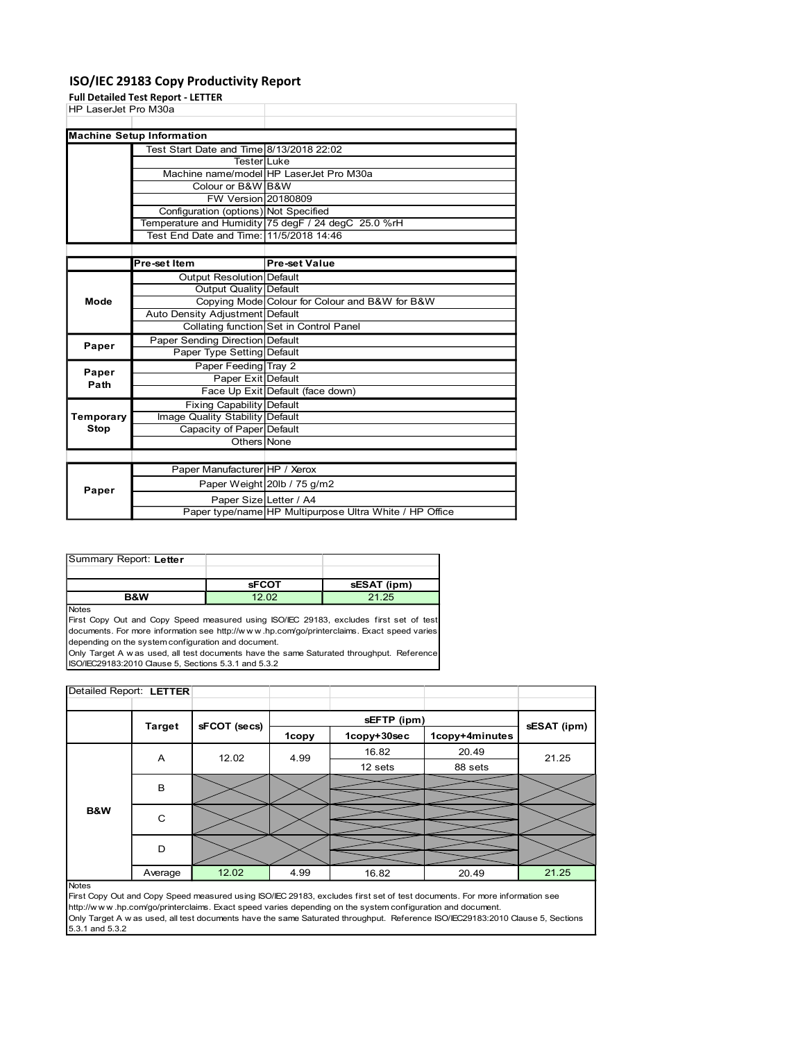# ISO/IEC 29183 Copy Productivity Report

**Full Detailed Test Report - LETTER**

HP LaserJet Pro M30a

| Machine Setup Information | | |
|---|---|---|
| | Test Start Date and Time | 8/13/2018 22:02 |
| | Tester | Luke |
| | Machine name/model | HP LaserJet Pro M30a |
| | Colour or B&W | B&W |
| | FW Version | 20180809 |
| | Configuration (options) | Not Specified |
| | Temperature and Humidity | 75 degF / 24 degC 25.0 %rH |
| | Test End Date and Time: | 11/5/2018 14:46 |

| | Pre-set Item | Pre-set Value |
|---|---|---|
| Mode | Output Resolution | Default |
| | Output Quality | Default |
| | Copying Mode | Colour for Colour and B&W for B&W |
| | Auto Density Adjustment | Default |
| | Collating function | Set in Control Panel |
| Paper | Paper Sending Direction | Default |
| | Paper Type Setting | Default |
| Paper Path | Paper Feeding | Tray 2 |
| | Paper Exit | Default |
| | Face Up Exit | Default (face down) |
| Temporary Stop | Fixing Capability | Default |
| | Image Quality Stability | Default |
| | Capacity of Paper | Default |
| | Others | None |

| | | |
|---|---|---|
| Paper | Paper Manufacturer | HP / Xerox |
| | Paper Weight | 20lb / 75 g/m2 |
| | Paper Size | Letter / A4 |
| | Paper type/name | HP Multipurpose Ultra White / HP Office |

Summary Report: **Letter**

| | sFCOT | sESAT (ipm) |
|---|---|---|
| B&W | 12.02 | 21.25 |

Notes
First Copy Out and Copy Speed measured using ISO/IEC 29183, excludes first set of test documents. For more information see http://www.hp.com/go/printerclaims. Exact speed varies depending on the system configuration and document.
Only Target A was used, all test documents have the same Saturated throughput. Reference ISO/IEC29183:2010 Clause 5, Sections 5.3.1 and 5.3.2

Detailed Report: **LETTER**

| | Target | sFCOT (secs) | sEFTP (ipm) | | | sESAT (ipm) |
|---|---|---|---|---|---|---|
| | | | 1copy | 1copy+30sec | 1copy+4minutes | |
| B&W | A | 12.02 | 4.99 | 16.82 | 20.49 | 21.25 |
| | | | | 12 sets | 88 sets | |
| | B | | | | | |
| | C | | | | | |
| | D | | | | | |
| | Average | 12.02 | 4.99 | 16.82 | 20.49 | 21.25 |

Notes
First Copy Out and Copy Speed measured using ISO/IEC 29183, excludes first set of test documents. For more information see http://www.hp.com/go/printerclaims. Exact speed varies depending on the system configuration and document.
Only Target A was used, all test documents have the same Saturated throughput. Reference ISO/IEC29183:2010 Clause 5, Sections 5.3.1 and 5.3.2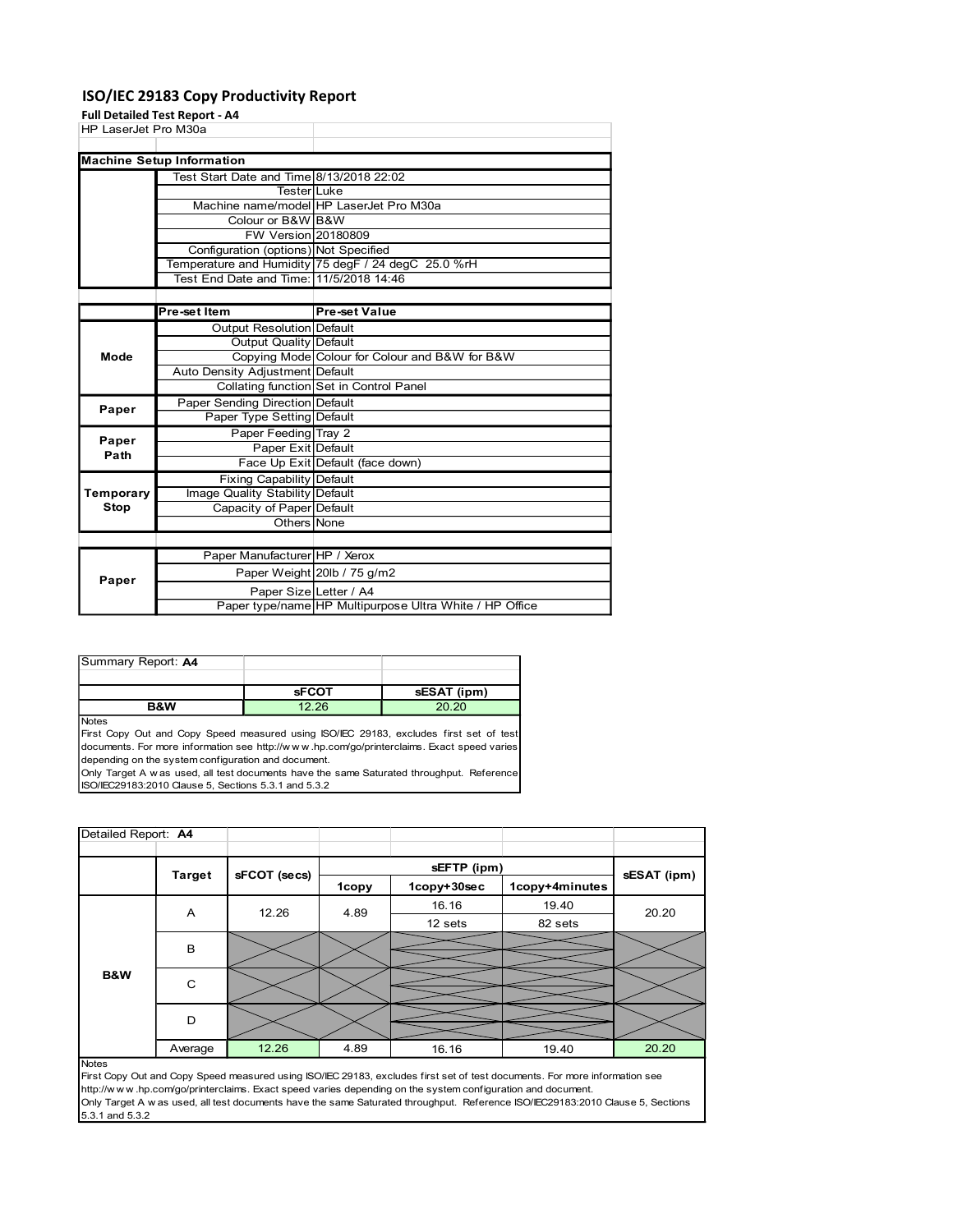# ISO/IEC 29183 Copy Productivity Report

**Full Detailed Test Report - A4**

HP LaserJet Pro M30a

| | | |
|---|---|---|
| **Machine Setup Information** | | |
| | Test Start Date and Time | 8/13/2018 22:02 |
| | Tester | Luke |
| | Machine name/model | HP LaserJet Pro M30a |
| | Colour or B&W | B&W |
| | FW Version | 20180809 |
| | Configuration (options) | Not Specified |
| | Temperature and Humidity | 75 degF / 24 degC 25.0 %rH |
| | Test End Date and Time: | 11/5/2018 14:46 |
| | **Pre-set Item** | **Pre-set Value** |
| **Mode** | Output Resolution | Default |
| | Output Quality | Default |
| | Copying Mode | Colour for Colour and B&W for B&W |
| | Auto Density Adjustment | Default |
| | Collating function | Set in Control Panel |
| **Paper** | Paper Sending Direction | Default |
| | Paper Type Setting | Default |
| **Paper Path** | Paper Feeding | Tray 2 |
| | Paper Exit | Default |
| | Face Up Exit | Default (face down) |
| **Temporary Stop** | Fixing Capability | Default |
| | Image Quality Stability | Default |
| | Capacity of Paper | Default |
| | Others | None |
| **Paper** | Paper Manufacturer | HP / Xerox |
| | Paper Weight | 20lb / 75 g/m2 |
| | Paper Size | Letter / A4 |
| | Paper type/name | HP Multipurpose Ultra White / HP Office |

Summary Report: **A4**

| | sFCOT | sESAT (ipm) |
|---|---|---|
| **B&W** | 12.26 | 20.20 |

Notes

First Copy Out and Copy Speed measured using ISO/IEC 29183, excludes first set of test documents. For more information see http://www.hp.com/go/printerclaims. Exact speed varies depending on the system configuration and document.

Only Target A was used, all test documents have the same Saturated throughput. Reference ISO/IEC29183:2010 Clause 5, Sections 5.3.1 and 5.3.2

Detailed Report: **A4**

| | Target | sFCOT (secs) | sEFTP (ipm) | | | sESAT (ipm) |
|---|---|---|---|---|---|---|
| | | | 1copy | 1copy+30sec | 1copy+4minutes | |
| **B&W** | A | 12.26 | 4.89 | 16.16<br>12 sets | 19.40<br>82 sets | 20.20 |
| | B | | | | | |
| | C | | | | | |
| | D | | | | | |
| | Average | 12.26 | 4.89 | 16.16 | 19.40 | 20.20 |

Notes

First Copy Out and Copy Speed measured using ISO/IEC 29183, excludes first set of test documents. For more information see http://www.hp.com/go/printerclaims. Exact speed varies depending on the system configuration and document.

Only Target A was used, all test documents have the same Saturated throughput. Reference ISO/IEC29183:2010 Clause 5, Sections 5.3.1 and 5.3.2